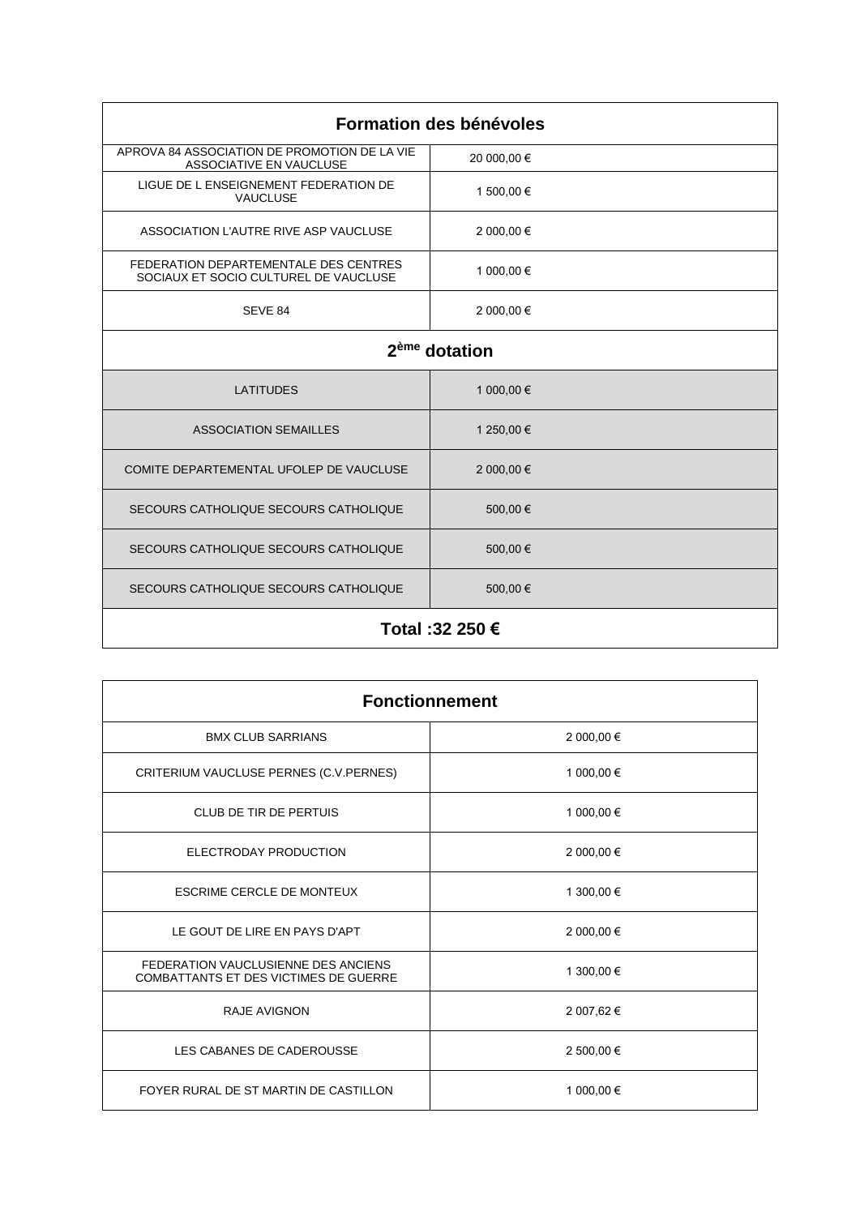| Formation des bénévoles | |
|---|---|
| APROVA 84 ASSOCIATION DE PROMOTION DE LA VIE ASSOCIATIVE EN VAUCLUSE | 20 000,00 € |
| LIGUE DE L ENSEIGNEMENT FEDERATION DE VAUCLUSE | 1 500,00 € |
| ASSOCIATION L'AUTRE RIVE ASP VAUCLUSE | 2 000,00 € |
| FEDERATION DEPARTEMENTALE DES CENTRES SOCIAUX ET SOCIO CULTUREL DE VAUCLUSE | 1 000,00 € |
| SEVE 84 | 2 000,00 € |
| **2ème dotation** | |
| LATITUDES | 1 000,00 € |
| ASSOCIATION SEMAILLES | 1 250,00 € |
| COMITE DEPARTEMENTAL UFOLEP DE VAUCLUSE | 2 000,00 € |
| SECOURS CATHOLIQUE SECOURS CATHOLIQUE | 500,00 € |
| SECOURS CATHOLIQUE SECOURS CATHOLIQUE | 500,00 € |
| SECOURS CATHOLIQUE SECOURS CATHOLIQUE | 500,00 € |
| **Total :32 250 €** | |

| Fonctionnement | |
|---|---|
| BMX CLUB SARRIANS | 2 000,00 € |
| CRITERIUM VAUCLUSE PERNES (C.V.PERNES) | 1 000,00 € |
| CLUB DE TIR DE PERTUIS | 1 000,00 € |
| ELECTRODAY PRODUCTION | 2 000,00 € |
| ESCRIME CERCLE DE MONTEUX | 1 300,00 € |
| LE GOUT DE LIRE EN PAYS D'APT | 2 000,00 € |
| FEDERATION VAUCLUSIENNE DES ANCIENS COMBATTANTS ET DES VICTIMES DE GUERRE | 1 300,00 € |
| RAJE AVIGNON | 2 007,62 € |
| LES CABANES DE CADEROUSSE | 2 500,00 € |
| FOYER RURAL DE ST MARTIN DE CASTILLON | 1 000,00 € |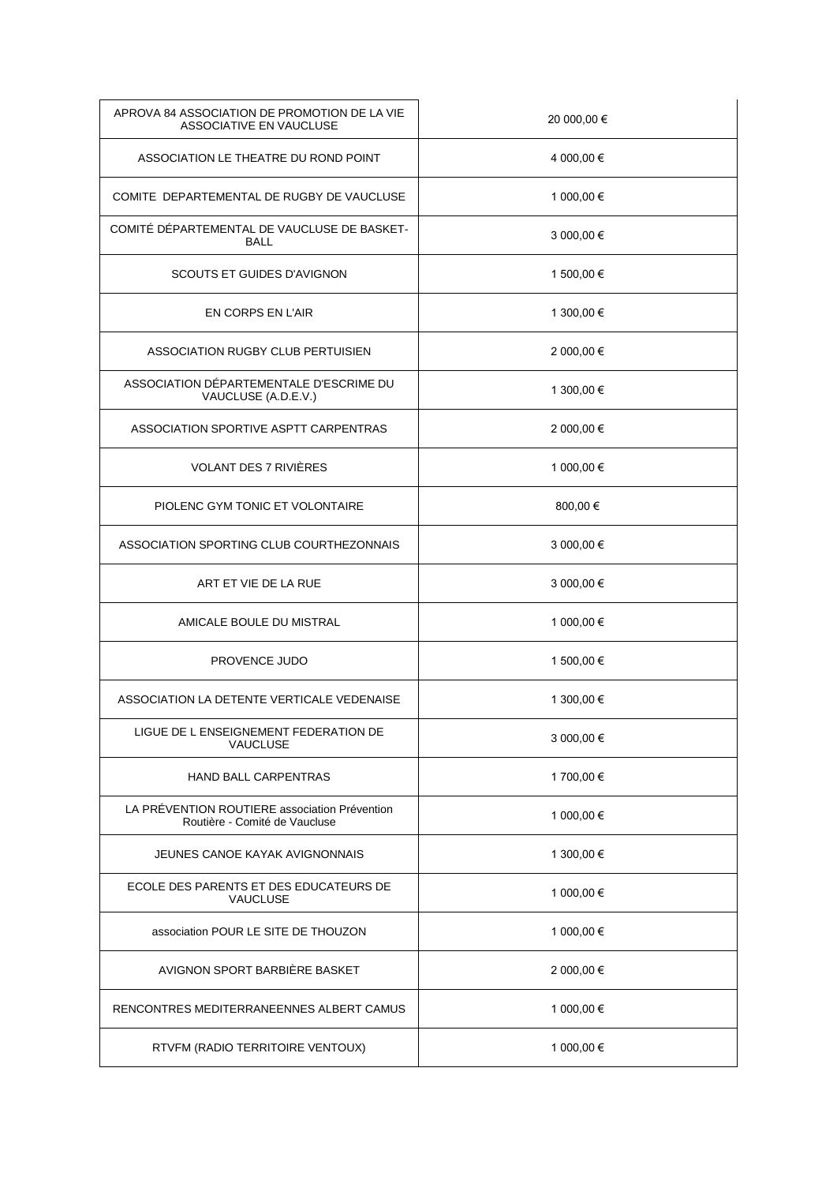| | |
|---|---|
| APROVA 84 ASSOCIATION DE PROMOTION DE LA VIE ASSOCIATIVE EN VAUCLUSE | 20 000,00 € |
| ASSOCIATION LE THEATRE DU ROND POINT | 4 000,00 € |
| COMITE DEPARTEMENTAL DE RUGBY DE VAUCLUSE | 1 000,00 € |
| COMITÉ DÉPARTEMENTAL DE VAUCLUSE DE BASKET-BALL | 3 000,00 € |
| SCOUTS ET GUIDES D'AVIGNON | 1 500,00 € |
| EN CORPS EN L'AIR | 1 300,00 € |
| ASSOCIATION RUGBY CLUB PERTUISIEN | 2 000,00 € |
| ASSOCIATION DÉPARTEMENTALE D'ESCRIME DU VAUCLUSE (A.D.E.V.) | 1 300,00 € |
| ASSOCIATION SPORTIVE ASPTT CARPENTRAS | 2 000,00 € |
| VOLANT DES 7 RIVIÈRES | 1 000,00 € |
| PIOLENC GYM TONIC ET VOLONTAIRE | 800,00 € |
| ASSOCIATION SPORTING CLUB COURTHEZONNAIS | 3 000,00 € |
| ART ET VIE DE LA RUE | 3 000,00 € |
| AMICALE BOULE DU MISTRAL | 1 000,00 € |
| PROVENCE JUDO | 1 500,00 € |
| ASSOCIATION LA DETENTE VERTICALE VEDENAISE | 1 300,00 € |
| LIGUE DE L ENSEIGNEMENT FEDERATION DE VAUCLUSE | 3 000,00 € |
| HAND BALL CARPENTRAS | 1 700,00 € |
| LA PRÉVENTION ROUTIERE association Prévention Routière - Comité de Vaucluse | 1 000,00 € |
| JEUNES CANOE KAYAK AVIGNONNAIS | 1 300,00 € |
| ECOLE DES PARENTS ET DES EDUCATEURS DE VAUCLUSE | 1 000,00 € |
| association POUR LE SITE DE THOUZON | 1 000,00 € |
| AVIGNON SPORT BARBIÈRE BASKET | 2 000,00 € |
| RENCONTRES MEDITERRANEENNES ALBERT CAMUS | 1 000,00 € |
| RTVFM (RADIO TERRITOIRE VENTOUX) | 1 000,00 € |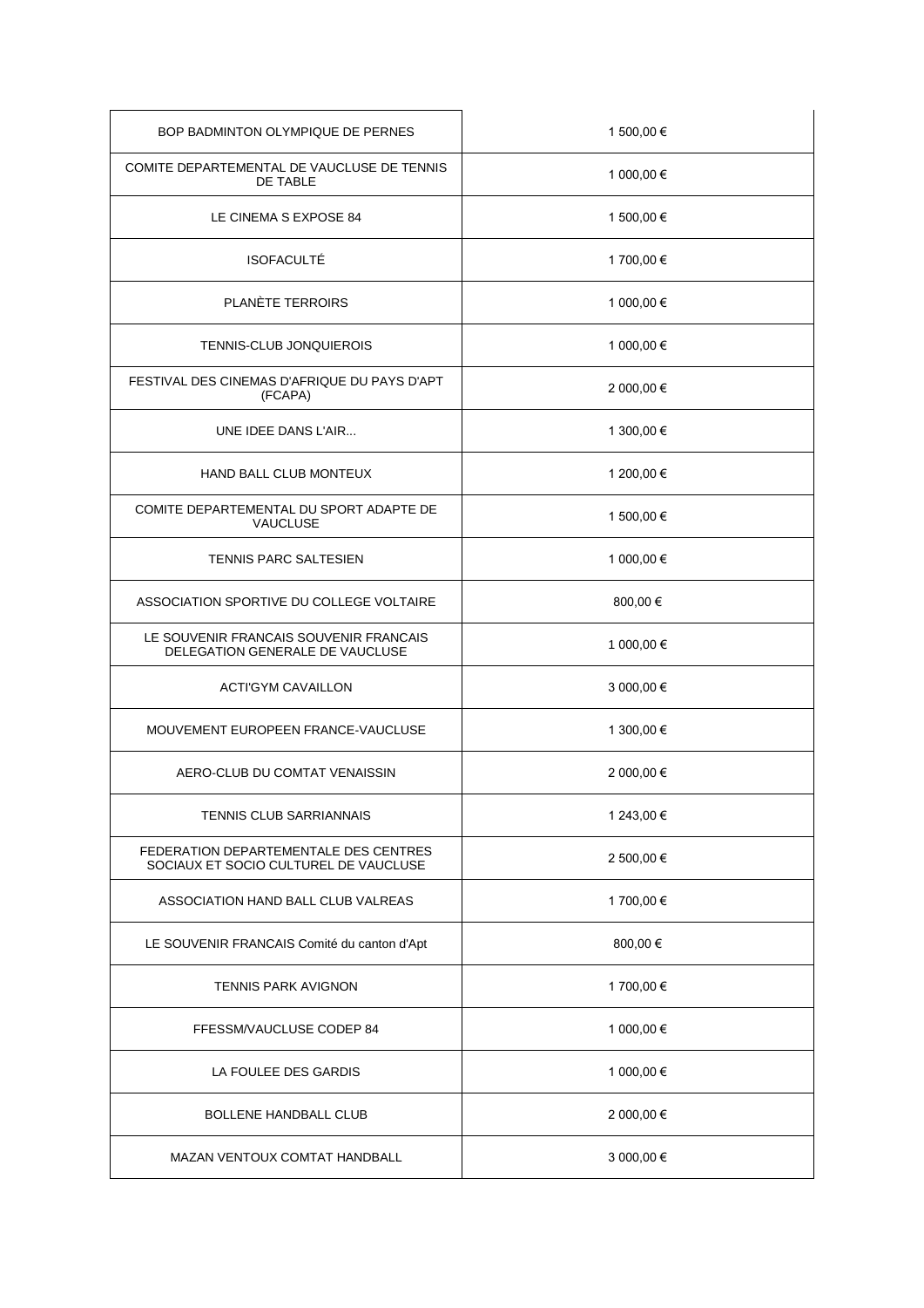| | |
|---|---|
| BOP BADMINTON OLYMPIQUE DE PERNES | 1 500,00 € |
| COMITE DEPARTEMENTAL DE VAUCLUSE DE TENNIS DE TABLE | 1 000,00 € |
| LE CINEMA S EXPOSE 84 | 1 500,00 € |
| ISOFACULTÉ | 1 700,00 € |
| PLANÈTE TERROIRS | 1 000,00 € |
| TENNIS-CLUB JONQUIEROIS | 1 000,00 € |
| FESTIVAL DES CINEMAS D'AFRIQUE DU PAYS D'APT (FCAPA) | 2 000,00 € |
| UNE IDEE DANS L'AIR... | 1 300,00 € |
| HAND BALL CLUB MONTEUX | 1 200,00 € |
| COMITE DEPARTEMENTAL DU SPORT ADAPTE DE VAUCLUSE | 1 500,00 € |
| TENNIS PARC SALTESIEN | 1 000,00 € |
| ASSOCIATION SPORTIVE DU COLLEGE VOLTAIRE | 800,00 € |
| LE SOUVENIR FRANCAIS SOUVENIR FRANCAIS DELEGATION GENERALE DE VAUCLUSE | 1 000,00 € |
| ACTI'GYM CAVAILLON | 3 000,00 € |
| MOUVEMENT EUROPEEN FRANCE-VAUCLUSE | 1 300,00 € |
| AERO-CLUB DU COMTAT VENAISSIN | 2 000,00 € |
| TENNIS CLUB SARRIANNAIS | 1 243,00 € |
| FEDERATION DEPARTEMENTALE DES CENTRES SOCIAUX ET SOCIO CULTUREL DE VAUCLUSE | 2 500,00 € |
| ASSOCIATION HAND BALL CLUB VALREAS | 1 700,00 € |
| LE SOUVENIR FRANCAIS Comité du canton d'Apt | 800,00 € |
| TENNIS PARK AVIGNON | 1 700,00 € |
| FFESSM/VAUCLUSE CODEP 84 | 1 000,00 € |
| LA FOULEE DES GARDIS | 1 000,00 € |
| BOLLENE HANDBALL CLUB | 2 000,00 € |
| MAZAN VENTOUX COMTAT HANDBALL | 3 000,00 € |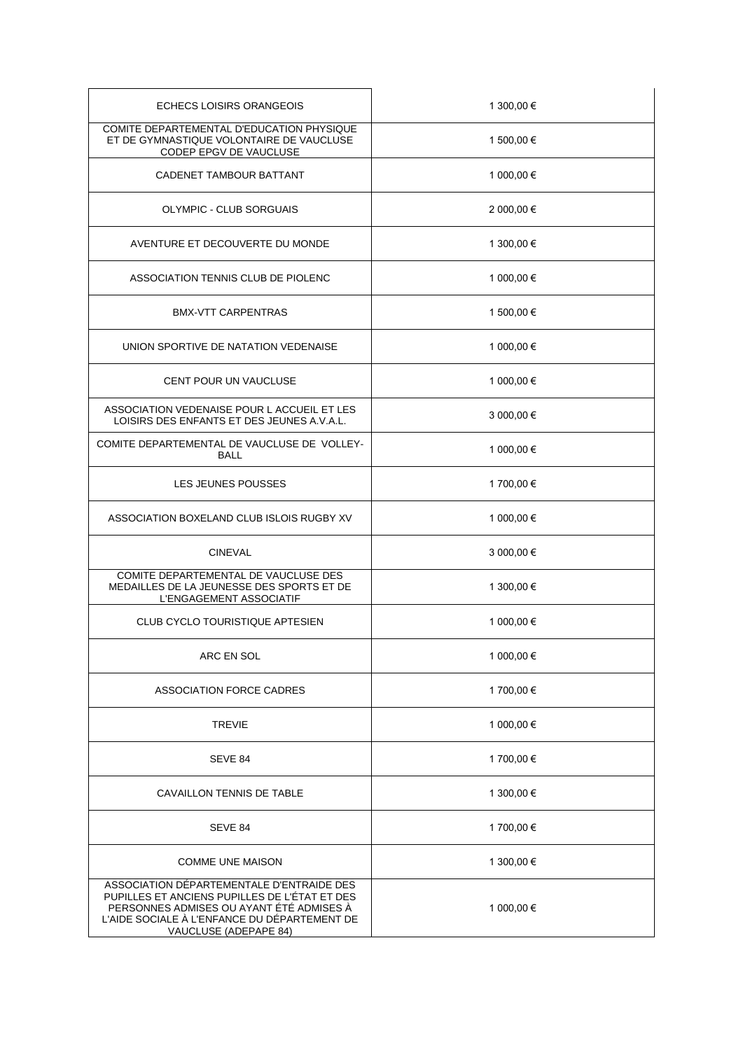| | |
|---|---|
| ECHECS LOISIRS ORANGEOIS | 1 300,00 € |
| COMITE DEPARTEMENTAL D'EDUCATION PHYSIQUE ET DE GYMNASTIQUE VOLONTAIRE DE VAUCLUSE CODEP EPGV DE VAUCLUSE | 1 500,00 € |
| CADENET TAMBOUR BATTANT | 1 000,00 € |
| OLYMPIC - CLUB SORGUAIS | 2 000,00 € |
| AVENTURE ET DECOUVERTE DU MONDE | 1 300,00 € |
| ASSOCIATION TENNIS CLUB DE PIOLENC | 1 000,00 € |
| BMX-VTT CARPENTRAS | 1 500,00 € |
| UNION SPORTIVE DE NATATION VEDENAISE | 1 000,00 € |
| CENT POUR UN VAUCLUSE | 1 000,00 € |
| ASSOCIATION VEDENAISE POUR L ACCUEIL ET LES LOISIRS DES ENFANTS ET DES JEUNES A.V.A.L. | 3 000,00 € |
| COMITE DEPARTEMENTAL DE VAUCLUSE DE VOLLEY-BALL | 1 000,00 € |
| LES JEUNES POUSSES | 1 700,00 € |
| ASSOCIATION BOXELAND CLUB ISLOIS RUGBY XV | 1 000,00 € |
| CINEVAL | 3 000,00 € |
| COMITE DEPARTEMENTAL DE VAUCLUSE DES MEDAILLES DE LA JEUNESSE DES SPORTS ET DE L'ENGAGEMENT ASSOCIATIF | 1 300,00 € |
| CLUB CYCLO TOURISTIQUE APTESIEN | 1 000,00 € |
| ARC EN SOL | 1 000,00 € |
| ASSOCIATION FORCE CADRES | 1 700,00 € |
| TREVIE | 1 000,00 € |
| SEVE 84 | 1 700,00 € |
| CAVAILLON TENNIS DE TABLE | 1 300,00 € |
| SEVE 84 | 1 700,00 € |
| COMME UNE MAISON | 1 300,00 € |
| ASSOCIATION DÉPARTEMENTALE D'ENTRAIDE DES PUPILLES ET ANCIENS PUPILLES DE L'ÉTAT ET DES PERSONNES ADMISES OU AYANT ÉTÉ ADMISES À L'AIDE SOCIALE À L'ENFANCE DU DÉPARTEMENT DE VAUCLUSE (ADEPAPE 84) | 1 000,00 € |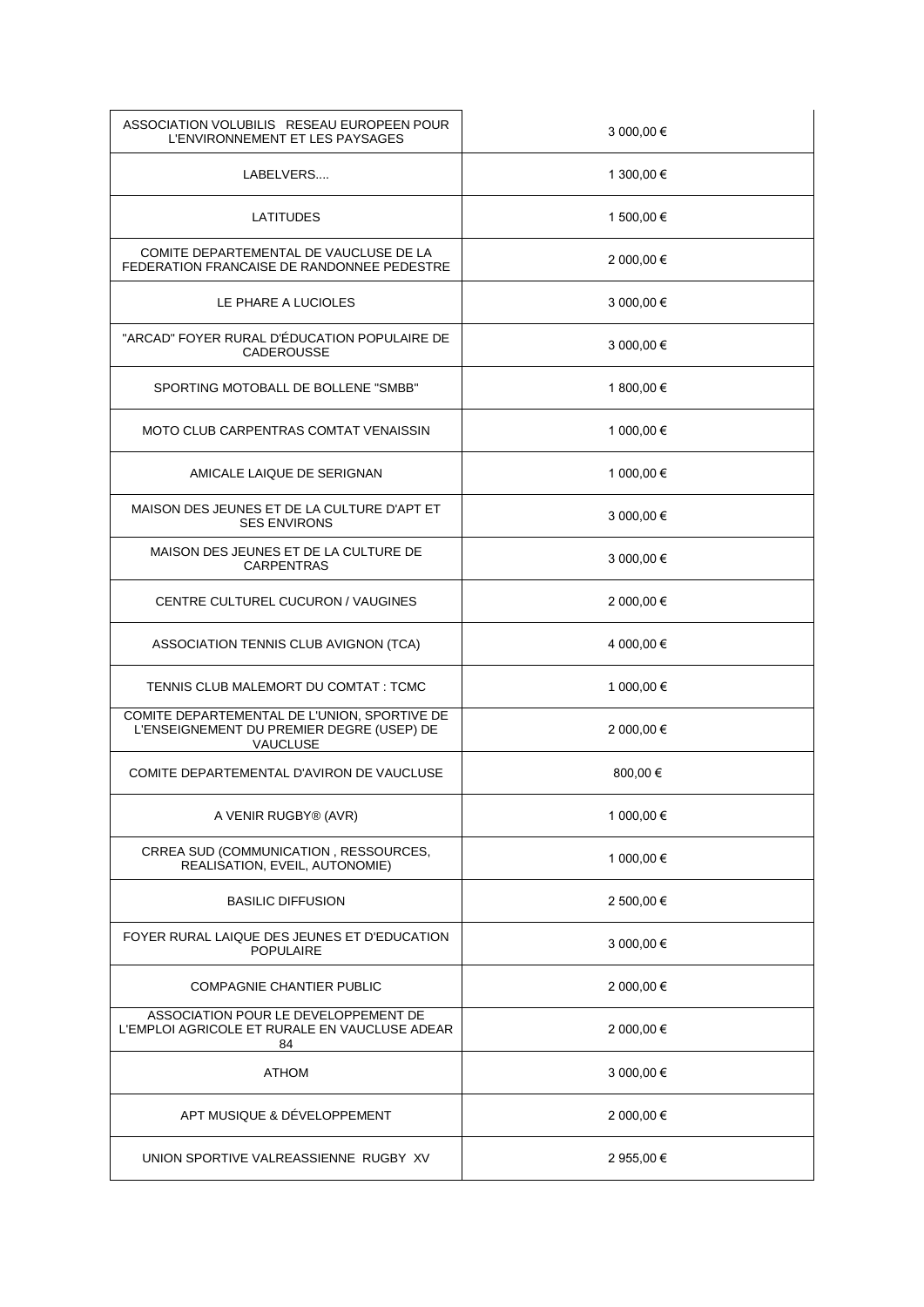| | |
|---|---|
| ASSOCIATION VOLUBILIS RESEAU EUROPEEN POUR L'ENVIRONNEMENT ET LES PAYSAGES | 3 000,00 € |
| LABELVERS.... | 1 300,00 € |
| LATITUDES | 1 500,00 € |
| COMITE DEPARTEMENTAL DE VAUCLUSE DE LA FEDERATION FRANCAISE DE RANDONNEE PEDESTRE | 2 000,00 € |
| LE PHARE A LUCIOLES | 3 000,00 € |
| "ARCAD" FOYER RURAL D'ÉDUCATION POPULAIRE DE CADEROUSSE | 3 000,00 € |
| SPORTING MOTOBALL DE BOLLENE "SMBB" | 1 800,00 € |
| MOTO CLUB CARPENTRAS COMTAT VENAISSIN | 1 000,00 € |
| AMICALE LAIQUE DE SERIGNAN | 1 000,00 € |
| MAISON DES JEUNES ET DE LA CULTURE D'APT ET SES ENVIRONS | 3 000,00 € |
| MAISON DES JEUNES ET DE LA CULTURE DE CARPENTRAS | 3 000,00 € |
| CENTRE CULTUREL CUCURON / VAUGINES | 2 000,00 € |
| ASSOCIATION TENNIS CLUB AVIGNON (TCA) | 4 000,00 € |
| TENNIS CLUB MALEMORT DU COMTAT : TCMC | 1 000,00 € |
| COMITE DEPARTEMENTAL DE L'UNION, SPORTIVE DE L'ENSEIGNEMENT DU PREMIER DEGRE (USEP) DE VAUCLUSE | 2 000,00 € |
| COMITE DEPARTEMENTAL D'AVIRON DE VAUCLUSE | 800,00 € |
| A VENIR RUGBY® (AVR) | 1 000,00 € |
| CRREA SUD (COMMUNICATION , RESSOURCES, REALISATION, EVEIL, AUTONOMIE) | 1 000,00 € |
| BASILIC DIFFUSION | 2 500,00 € |
| FOYER RURAL LAIQUE DES JEUNES ET D'EDUCATION POPULAIRE | 3 000,00 € |
| COMPAGNIE CHANTIER PUBLIC | 2 000,00 € |
| ASSOCIATION POUR LE DEVELOPPEMENT DE L'EMPLOI AGRICOLE ET RURALE EN VAUCLUSE ADEAR 84 | 2 000,00 € |
| ATHOM | 3 000,00 € |
| APT MUSIQUE & DÉVELOPPEMENT | 2 000,00 € |
| UNION SPORTIVE VALREASSIENNE RUGBY XV | 2 955,00 € |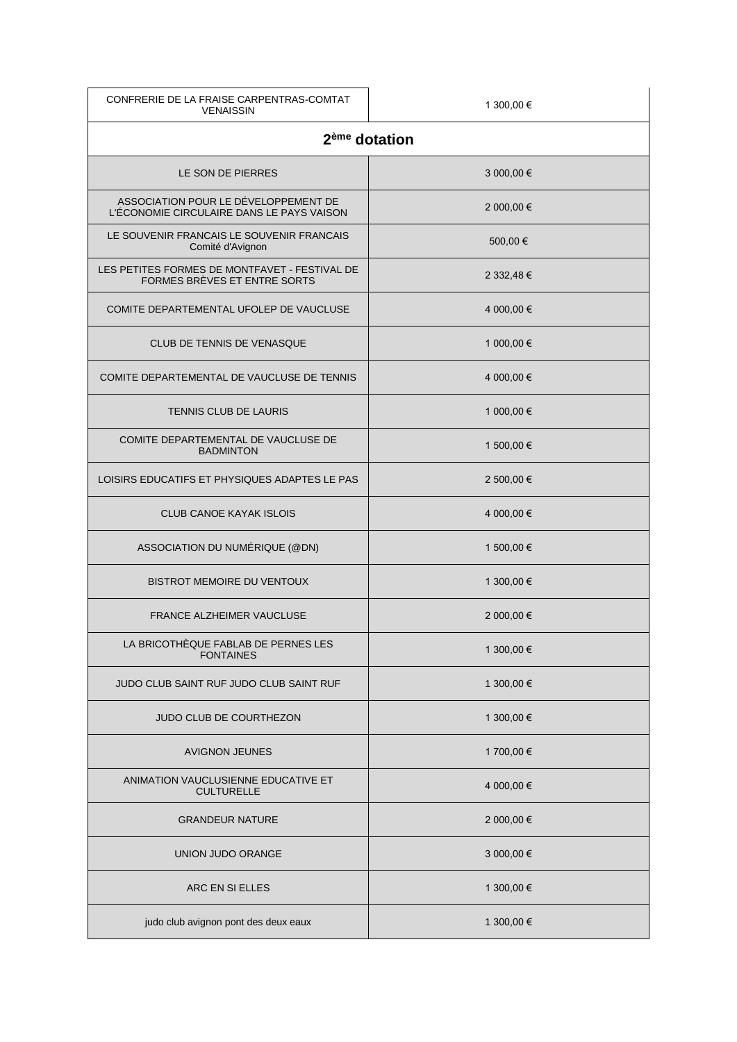| CONFRERIE DE LA FRAISE CARPENTRAS-COMTAT VENAISSIN | 1 300,00 € |
|---|---|
| **2ème dotation** | |
| LE SON DE PIERRES | 3 000,00 € |
| ASSOCIATION POUR LE DÉVELOPPEMENT DE L'ÉCONOMIE CIRCULAIRE DANS LE PAYS VAISON | 2 000,00 € |
| LE SOUVENIR FRANCAIS LE SOUVENIR FRANCAIS Comité d'Avignon | 500,00 € |
| LES PETITES FORMES DE MONTFAVET - FESTIVAL DE FORMES BRÈVES ET ENTRE SORTS | 2 332,48 € |
| COMITE DEPARTEMENTAL UFOLEP DE VAUCLUSE | 4 000,00 € |
| CLUB DE TENNIS DE VENASQUE | 1 000,00 € |
| COMITE DEPARTEMENTAL DE VAUCLUSE DE TENNIS | 4 000,00 € |
| TENNIS CLUB DE LAURIS | 1 000,00 € |
| COMITE DEPARTEMENTAL DE VAUCLUSE DE BADMINTON | 1 500,00 € |
| LOISIRS EDUCATIFS ET PHYSIQUES ADAPTES LE PAS | 2 500,00 € |
| CLUB CANOE KAYAK ISLOIS | 4 000,00 € |
| ASSOCIATION DU NUMÉRIQUE (@DN) | 1 500,00 € |
| BISTROT MEMOIRE DU VENTOUX | 1 300,00 € |
| FRANCE ALZHEIMER VAUCLUSE | 2 000,00 € |
| LA BRICOTHÈQUE FABLAB DE PERNES LES FONTAINES | 1 300,00 € |
| JUDO CLUB SAINT RUF JUDO CLUB SAINT RUF | 1 300,00 € |
| JUDO CLUB DE COURTHEZON | 1 300,00 € |
| AVIGNON JEUNES | 1 700,00 € |
| ANIMATION VAUCLUSIENNE EDUCATIVE ET CULTURELLE | 4 000,00 € |
| GRANDEUR NATURE | 2 000,00 € |
| UNION JUDO ORANGE | 3 000,00 € |
| ARC EN SI ELLES | 1 300,00 € |
| judo club avignon pont des deux eaux | 1 300,00 € |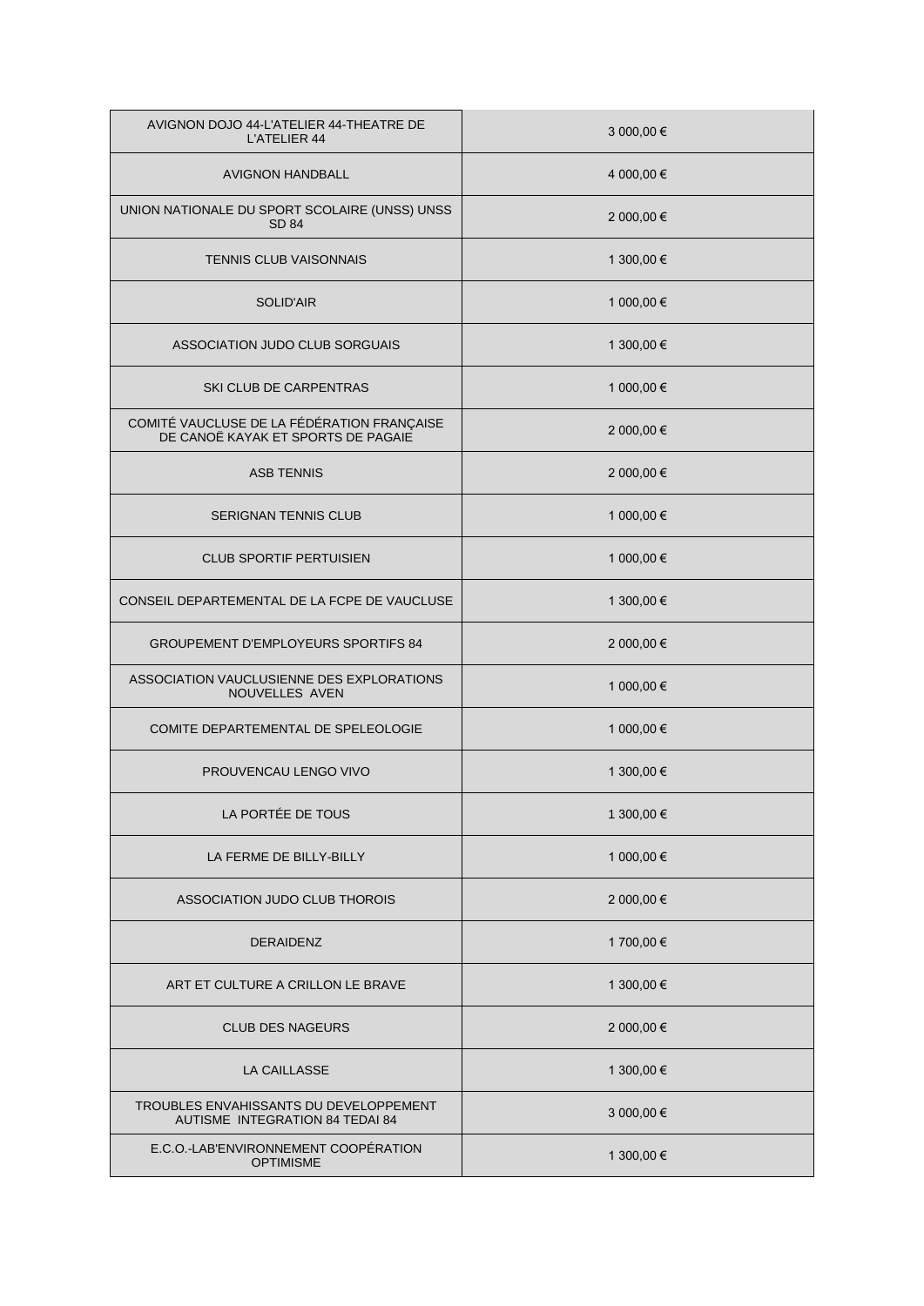| | |
|---|---|
| AVIGNON DOJO 44-L'ATELIER 44-THEATRE DE L'ATELIER 44 | 3 000,00 € |
| AVIGNON HANDBALL | 4 000,00 € |
| UNION NATIONALE DU SPORT SCOLAIRE (UNSS) UNSS SD 84 | 2 000,00 € |
| TENNIS CLUB VAISONNAIS | 1 300,00 € |
| SOLID'AIR | 1 000,00 € |
| ASSOCIATION JUDO CLUB SORGUAIS | 1 300,00 € |
| SKI CLUB DE CARPENTRAS | 1 000,00 € |
| COMITÉ VAUCLUSE DE LA FÉDÉRATION FRANÇAISE DE CANOË KAYAK ET SPORTS DE PAGAIE | 2 000,00 € |
| ASB TENNIS | 2 000,00 € |
| SERIGNAN TENNIS CLUB | 1 000,00 € |
| CLUB SPORTIF PERTUISIEN | 1 000,00 € |
| CONSEIL DEPARTEMENTAL DE LA FCPE DE VAUCLUSE | 1 300,00 € |
| GROUPEMENT D'EMPLOYEURS SPORTIFS 84 | 2 000,00 € |
| ASSOCIATION VAUCLUSIENNE DES EXPLORATIONS NOUVELLES AVEN | 1 000,00 € |
| COMITE DEPARTEMENTAL DE SPELEOLOGIE | 1 000,00 € |
| PROUVENCAU LENGO VIVO | 1 300,00 € |
| LA PORTÉE DE TOUS | 1 300,00 € |
| LA FERME DE BILLY-BILLY | 1 000,00 € |
| ASSOCIATION JUDO CLUB THOROIS | 2 000,00 € |
| DERAIDENZ | 1 700,00 € |
| ART ET CULTURE A CRILLON LE BRAVE | 1 300,00 € |
| CLUB DES NAGEURS | 2 000,00 € |
| LA CAILLASSE | 1 300,00 € |
| TROUBLES ENVAHISSANTS DU DEVELOPPEMENT AUTISME INTEGRATION 84 TEDAI 84 | 3 000,00 € |
| E.C.O.-LAB'ENVIRONNEMENT COOPÉRATION OPTIMISME | 1 300,00 € |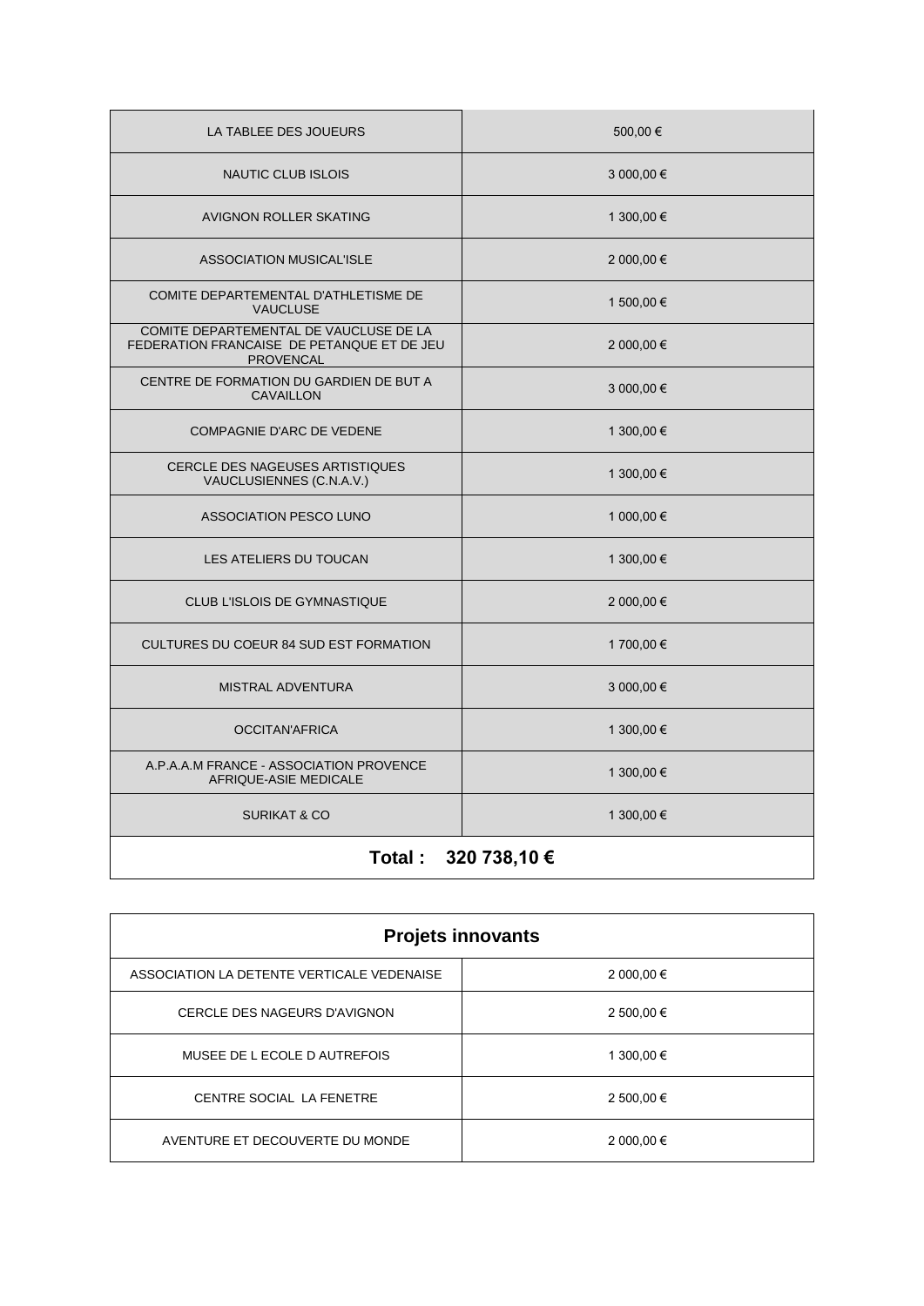| | |
|---|---|
| LA TABLEE DES JOUEURS | 500,00 € |
| NAUTIC CLUB ISLOIS | 3 000,00 € |
| AVIGNON ROLLER SKATING | 1 300,00 € |
| ASSOCIATION MUSICAL'ISLE | 2 000,00 € |
| COMITE DEPARTEMENTAL D'ATHLETISME DE VAUCLUSE | 1 500,00 € |
| COMITE DEPARTEMENTAL DE VAUCLUSE DE LA FEDERATION FRANCAISE DE PETANQUE ET DE JEU PROVENCAL | 2 000,00 € |
| CENTRE DE FORMATION DU GARDIEN DE BUT A CAVAILLON | 3 000,00 € |
| COMPAGNIE D'ARC DE VEDENE | 1 300,00 € |
| CERCLE DES NAGEUSES ARTISTIQUES VAUCLUSIENNES (C.N.A.V.) | 1 300,00 € |
| ASSOCIATION PESCO LUNO | 1 000,00 € |
| LES ATELIERS DU TOUCAN | 1 300,00 € |
| CLUB L'ISLOIS DE GYMNASTIQUE | 2 000,00 € |
| CULTURES DU COEUR 84 SUD EST FORMATION | 1 700,00 € |
| MISTRAL ADVENTURA | 3 000,00 € |
| OCCITAN'AFRICA | 1 300,00 € |
| A.P.A.A.M FRANCE - ASSOCIATION PROVENCE AFRIQUE-ASIE MEDICALE | 1 300,00 € |
| SURIKAT & CO | 1 300,00 € |
| **Total : 320 738,10 €** | |

| **Projets innovants** | |
|---|---|
| ASSOCIATION LA DETENTE VERTICALE VEDENAISE | 2 000,00 € |
| CERCLE DES NAGEURS D'AVIGNON | 2 500,00 € |
| MUSEE DE L ECOLE D AUTREFOIS | 1 300,00 € |
| CENTRE SOCIAL LA FENETRE | 2 500,00 € |
| AVENTURE ET DECOUVERTE DU MONDE | 2 000,00 € |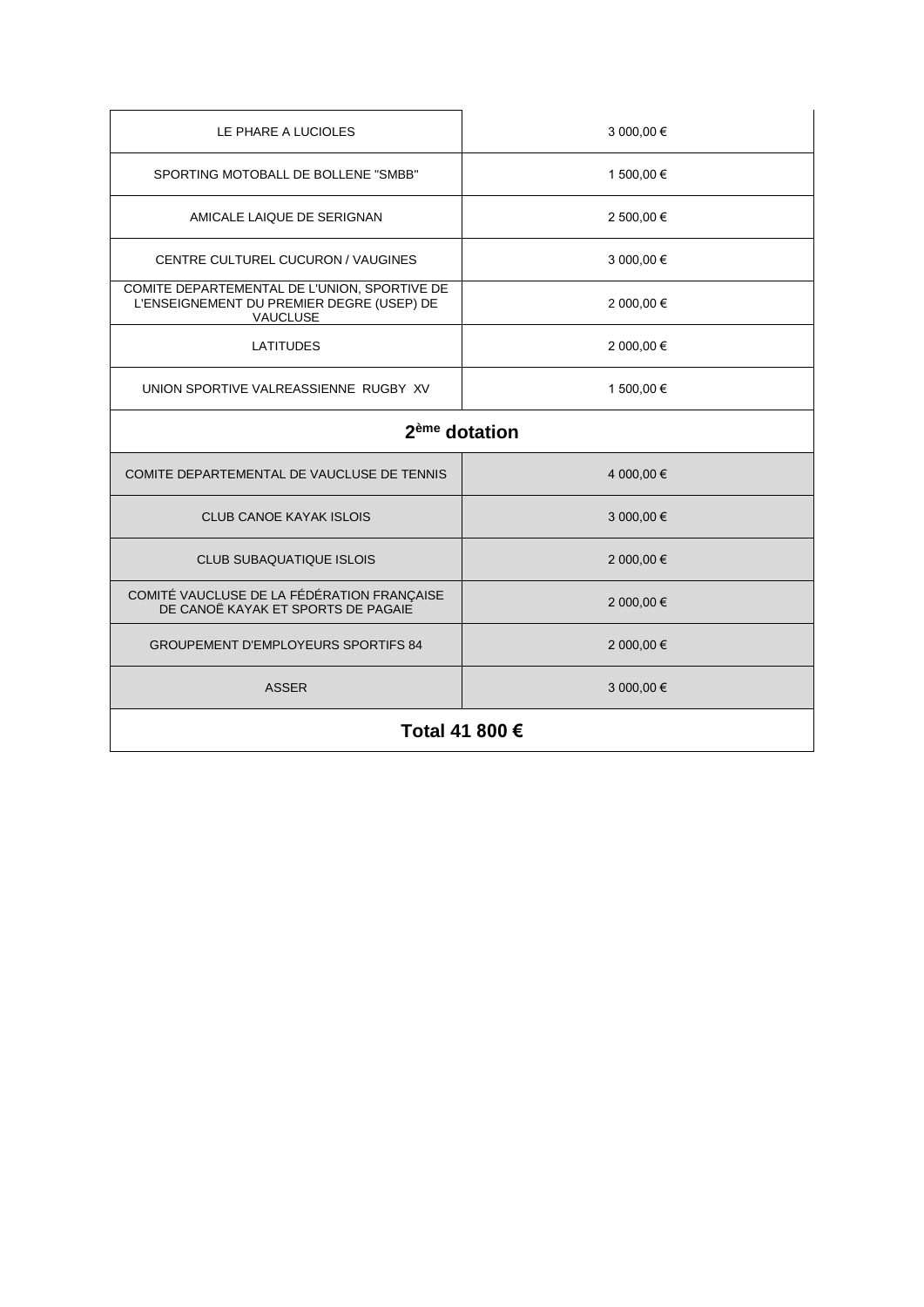| | |
|---|---|
| LE PHARE A LUCIOLES | 3 000,00 € |
| SPORTING MOTOBALL DE BOLLENE "SMBB" | 1 500,00 € |
| AMICALE LAIQUE DE SERIGNAN | 2 500,00 € |
| CENTRE CULTUREL CUCURON / VAUGINES | 3 000,00 € |
| COMITE DEPARTEMENTAL DE L'UNION, SPORTIVE DE L'ENSEIGNEMENT DU PREMIER DEGRE (USEP) DE VAUCLUSE | 2 000,00 € |
| LATITUDES | 2 000,00 € |
| UNION SPORTIVE VALREASSIENNE RUGBY XV | 1 500,00 € |
| **2ème dotation** | |
| COMITE DEPARTEMENTAL DE VAUCLUSE DE TENNIS | 4 000,00 € |
| CLUB CANOE KAYAK ISLOIS | 3 000,00 € |
| CLUB SUBAQUATIQUE ISLOIS | 2 000,00 € |
| COMITÉ VAUCLUSE DE LA FÉDÉRATION FRANÇAISE DE CANOË KAYAK ET SPORTS DE PAGAIE | 2 000,00 € |
| GROUPEMENT D'EMPLOYEURS SPORTIFS 84 | 2 000,00 € |
| ASSER | 3 000,00 € |
| **Total 41 800 €** | |